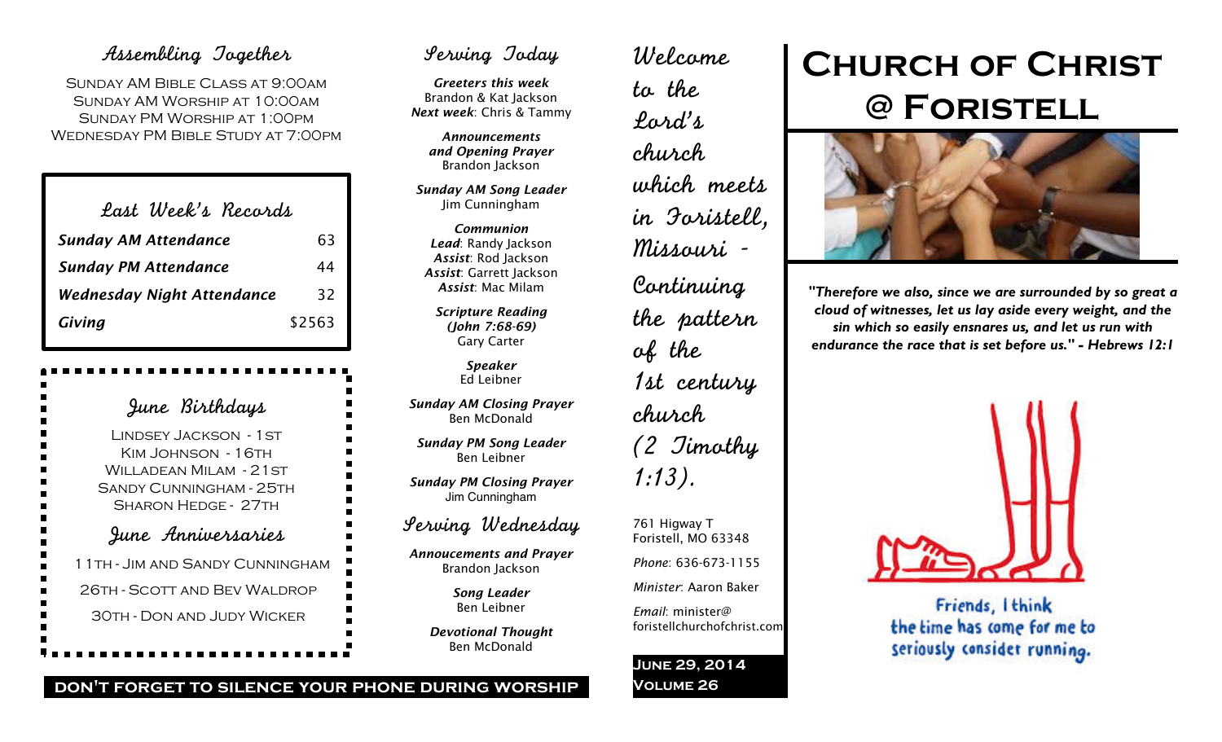# Church of Christ @ Foristell

*"Therefore we also, since we are surrounded by so great a cloud of witnesses, let us lay aside every weight, and the sin which so easily ensnares us, and let us run with endurance the race that is set before us." - Hebrews 12:1*

Friends, I think the time has come for me to seriously consider running.

## Assembling Together

Sunday AM Bible Class at 9:00AM
Sunday AM Worship at 10:00AM
Sunday PM Worship at 1:00PM
Wednesday PM Bible Study at 7:00PM

## Last Week's Records

| | |
|---|---|
| ***Sunday AM Attendance*** | 63 |
| ***Sunday PM Attendance*** | 44 |
| ***Wednesday Night Attendance*** | 32 |
| ***Giving*** | $2563 |

## June Birthdays

Lindsey Jackson - 1st
Kim Johnson - 16th
Willadean Milam - 21st
Sandy Cunningham - 25th
Sharon Hedge - 27th

## June Anniversaries

11th - Jim and Sandy Cunningham
26th - Scott and Bev Waldrop
30th - Don and Judy Wicker

**DON'T FORGET TO SILENCE YOUR PHONE DURING WORSHIP**

## Serving Today

***Greeters this week***
Brandon & Kat Jackson
***Next week***: Chris & Tammy

***Announcements and Opening Prayer***
Brandon Jackson

***Sunday AM Song Leader***
Jim Cunningham

***Communion***
***Lead***: Randy Jackson
***Assist***: Rod Jackson
***Assist***: Garrett Jackson
***Assist***: Mac Milam

***Scripture Reading (John 7:68-69)***
Gary Carter

***Speaker***
Ed Leibner

***Sunday AM Closing Prayer***
Ben McDonald

***Sunday PM Song Leader***
Ben Leibner

***Sunday PM Closing Prayer***
Jim Cunningham

## Serving Wednesday

***Annoucements and Prayer***
Brandon Jackson

***Song Leader***
Ben Leibner

***Devotional Thought***
Ben McDonald

Welcome to the Lord's church which meets in Foristell, Missouri - Continuing the pattern of the 1st century church (2 Timothy 1:13).

761 Higway T
Foristell, MO 63348

*Phone*: 636-673-1155

*Minister*: Aaron Baker

*Email*: minister@foristellchurchofchrist.com

**June 29, 2014**
**Volume 26**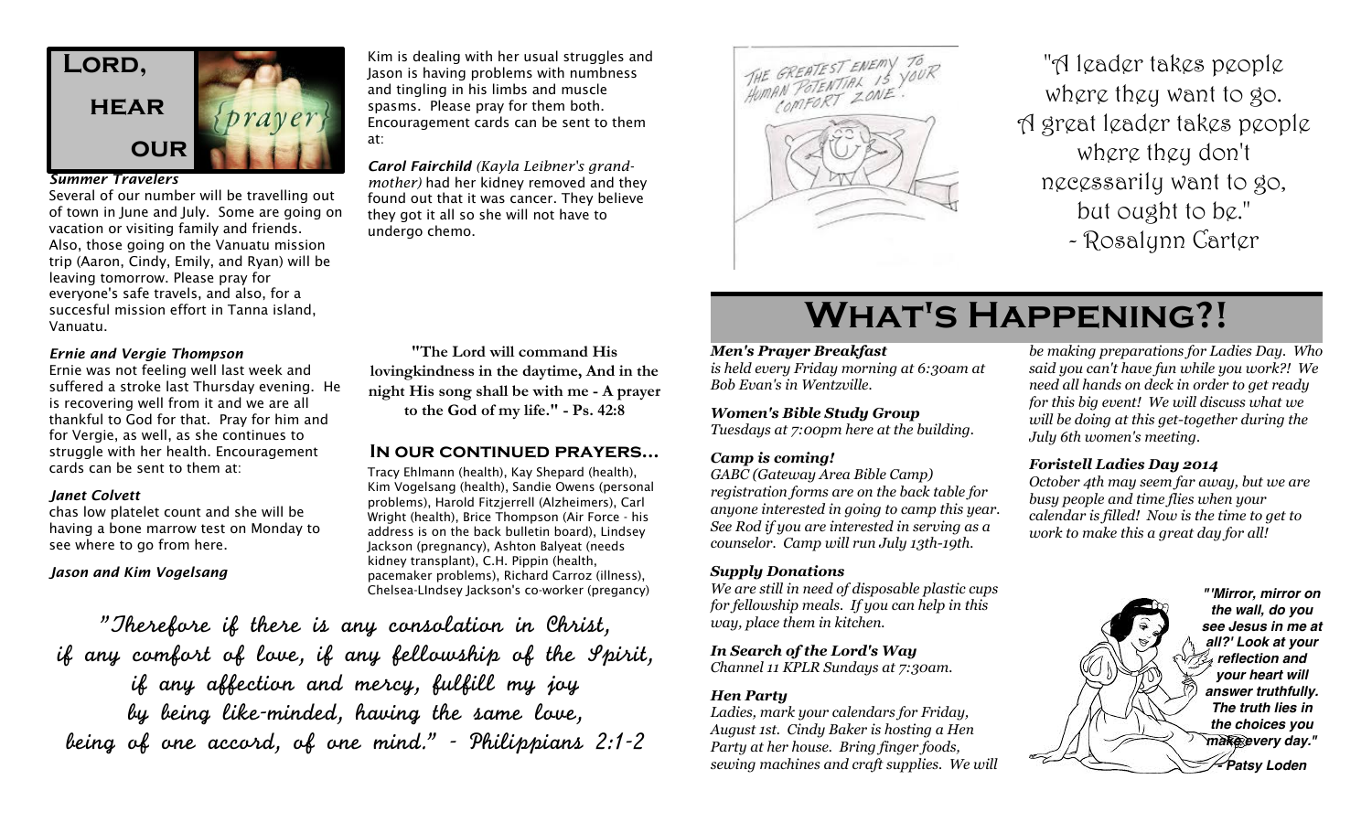# Lord, hear our prayer

### *Summer Travelers*

Several of our number will be travelling out of town in June and July. Some are going on vacation or visiting family and friends. Also, those going on the Vanuatu mission trip (Aaron, Cindy, Emily, and Ryan) will be leaving tomorrow. Please pray for everyone's safe travels, and also, for a succesful mission effort in Tanna island, Vanuatu.

### *Ernie and Vergie Thompson*

Ernie was not feeling well last week and suffered a stroke last Thursday evening. He is recovering well from it and we are all thankful to God for that. Pray for him and for Vergie, as well, as she continues to struggle with her health. Encouragement cards can be sent to them at:

### *Janet Colvett*

chas low platelet count and she will be having a bone marrow test on Monday to see where to go from here.

### *Jason and Kim Vogelsang*

Kim is dealing with her usual struggles and Jason is having problems with numbness and tingling in his limbs and muscle spasms. Please pray for them both. Encouragement cards can be sent to them at:

***Carol Fairchild** (Kayla Leibner's grand-mother)* had her kidney removed and they found out that it was cancer. They believe they got it all so she will not have to undergo chemo.

**"The Lord will command His lovingkindness in the daytime, And in the night His song shall be with me - A prayer to the God of my life." - Ps. 42:8**

## In our continued prayers...

Tracy Ehlmann (health), Kay Shepard (health), Kim Vogelsang (health), Sandie Owens (personal problems), Harold Fitzjerrell (Alzheimers), Carl Wright (health), Brice Thompson (Air Force - his address is on the back bulletin board), Lindsey Jackson (pregnancy), Ashton Balyeat (needs kidney transplant), C.H. Pippin (health, pacemaker problems), Richard Carroz (illness), Chelsea-LIndsey Jackson's co-worker (pregancy)

"Therefore if there is any consolation in Christ, if any comfort of love, if any fellowship of the Spirit, if any affection and mercy, fulfill my joy by being like-minded, having the same love, being of one accord, of one mind." - Philippians 2:1-2

THE GREATEST ENEMY TO HUMAN POTENTIAL IS YOUR COMFORT ZONE.

"A leader takes people where they want to go. A great leader takes people where they don't necessarily want to go, but ought to be."
- Rosalynn Carter

# What's Happening?!

***Men's Prayer Breakfast***
*is held every Friday morning at 6:30am at Bob Evan's in Wentzville.*

***Women's Bible Study Group***
*Tuesdays at 7:00pm here at the building.*

***Camp is coming!***
*GABC (Gateway Area Bible Camp) registration forms are on the back table for anyone interested in going to camp this year. See Rod if you are interested in serving as a counselor. Camp will run July 13th-19th.*

***Supply Donations***
*We are still in need of disposable plastic cups for fellowship meals. If you can help in this way, place them in kitchen.*

***In Search of the Lord's Way***
*Channel 11 KPLR Sundays at 7:30am.*

***Hen Party***
*Ladies, mark your calendars for Friday, August 1st. Cindy Baker is hosting a Hen Party at her house. Bring finger foods, sewing machines and craft supplies. We will be making preparations for Ladies Day. Who said you can't have fun while you work?! We need all hands on deck in order to get ready for this big event! We will discuss what we will be doing at this get-together during the July 6th women's meeting.*

***Foristell Ladies Day 2014***
*October 4th may seem far away, but we are busy people and time flies when your calendar is filled! Now is the time to get to work to make this a great day for all!*

***"'Mirror, mirror on the wall, do you see Jesus in me at all?' Look at your reflection and your heart will answer truthfully. The truth lies in the choices you make every day."***
***- Patsy Loden***